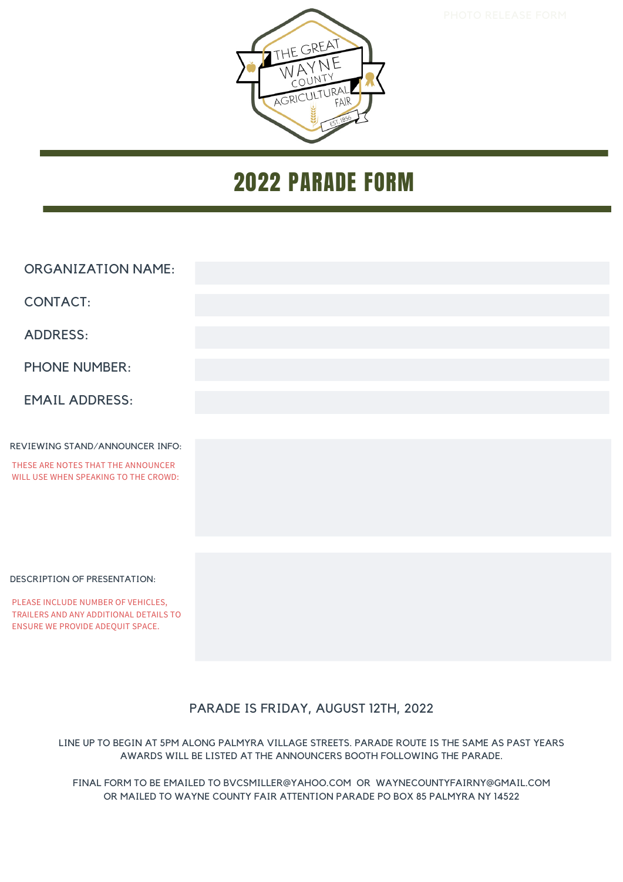PHOTO RELEASE FORM

THE GREAT WAYNE COUNTY AGRICULTURAL FAIR
EST. 1856

# 2022 PARADE FORM

ORGANIZATION NAME:

CONTACT:

ADDRESS:

PHONE NUMBER:

EMAIL ADDRESS:

REVIEWING STAND/ANNOUNCER INFO:

THESE ARE NOTES THAT THE ANNOUNCER WILL USE WHEN SPEAKING TO THE CROWD:

DESCRIPTION OF PRESENTATION:

PLEASE INCLUDE NUMBER OF VEHICLES, TRAILERS AND ANY ADDITIONAL DETAILS TO ENSURE WE PROVIDE ADEQUIT SPACE.

PARADE IS FRIDAY, AUGUST 12TH, 2022

LINE UP TO BEGIN AT 5PM ALONG PALMYRA VILLAGE STREETS. PARADE ROUTE IS THE SAME AS PAST YEARS AWARDS WILL BE LISTED AT THE ANNOUNCERS BOOTH FOLLOWING THE PARADE.

FINAL FORM TO BE EMAILED TO BVCSMILLER@YAHOO.COM OR WAYNECOUNTYFAIRNY@GMAIL.COM OR MAILED TO WAYNE COUNTY FAIR ATTENTION PARADE PO BOX 85 PALMYRA NY 14522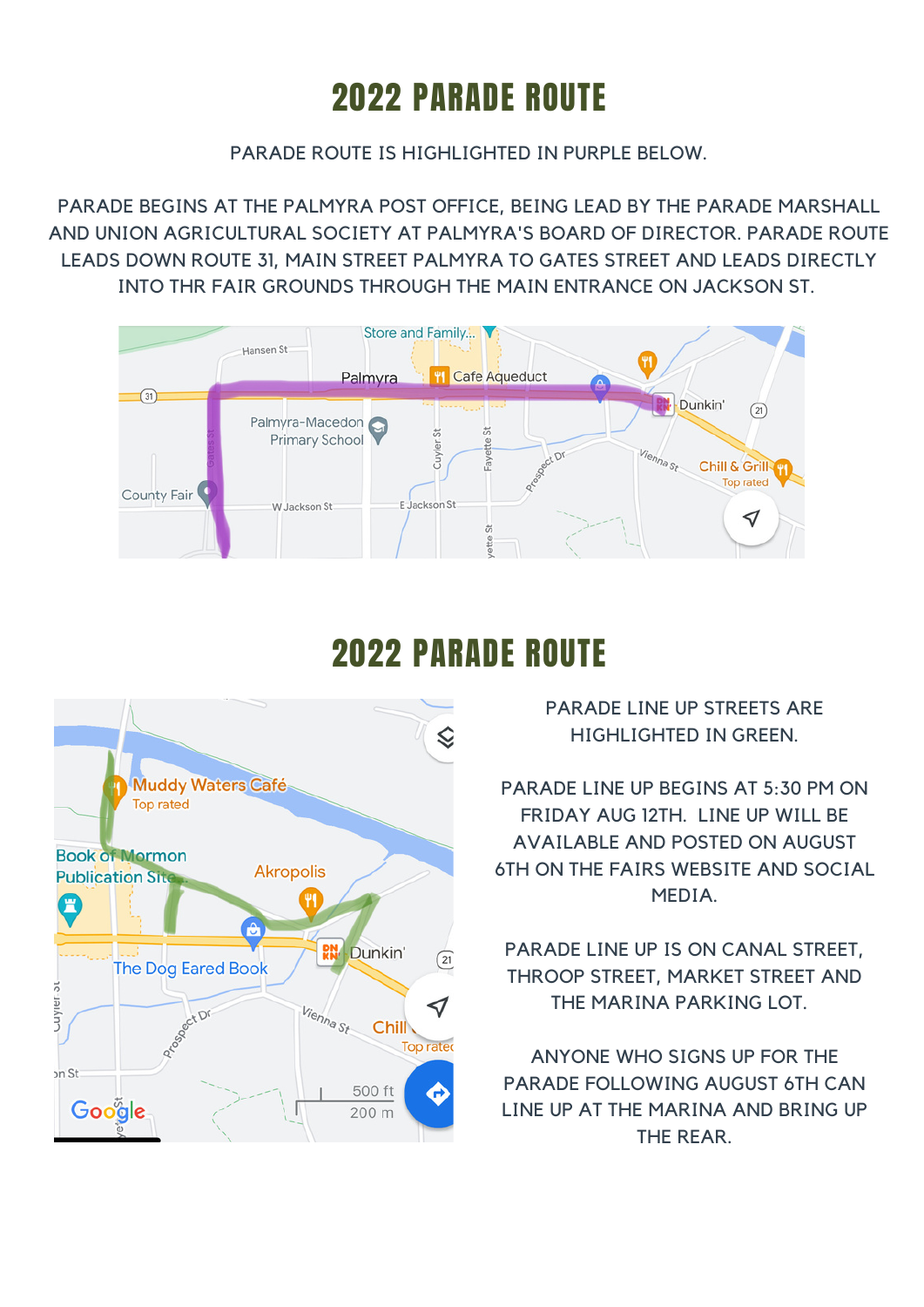# 2022 PARADE ROUTE

PARADE ROUTE IS HIGHLIGHTED IN PURPLE BELOW.

PARADE BEGINS AT THE PALMYRA POST OFFICE, BEING LEAD BY THE PARADE MARSHALL AND UNION AGRICULTURAL SOCIETY AT PALMYRA'S BOARD OF DIRECTOR. PARADE ROUTE LEADS DOWN ROUTE 31, MAIN STREET PALMYRA TO GATES STREET AND LEADS DIRECTLY INTO THR FAIR GROUNDS THROUGH THE MAIN ENTRANCE ON JACKSON ST.

Hansen St
Store and Family...
Palmyra
Cafe Aqueduct
31
Dunkin'
21
Palmyra-Macedon Primary School
Gates St
Cuyler St
Fayette St
Prospect Dr
Vienna St
Chill & Grill
Top rated
County Fair
W Jackson St
E Jackson St

# 2022 PARADE ROUTE

Muddy Waters Café
Top rated
Book of Mormon Publication Site
Akropolis
The Dog Eared Book
Dunkin'
21
Prospect Dr
Vienna St
Chill
Top rated
500 ft
200 m
Google

PARADE LINE UP STREETS ARE HIGHLIGHTED IN GREEN.

PARADE LINE UP BEGINS AT 5:30 PM ON FRIDAY AUG 12TH. LINE UP WILL BE AVAILABLE AND POSTED ON AUGUST 6TH ON THE FAIRS WEBSITE AND SOCIAL MEDIA.

PARADE LINE UP IS ON CANAL STREET, THROOP STREET, MARKET STREET AND THE MARINA PARKING LOT.

ANYONE WHO SIGNS UP FOR THE PARADE FOLLOWING AUGUST 6TH CAN LINE UP AT THE MARINA AND BRING UP THE REAR.